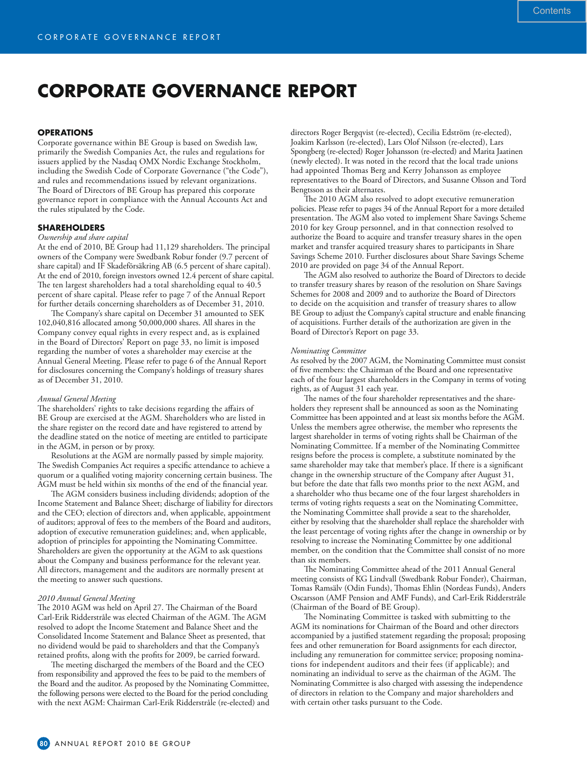# CORPORATE GOVERNANCE REPORT

## OPERATIONS

Corporate governance within BE Group is based on Swedish law, primarily the Swedish Companies Act, the rules and regulations for issuers applied by the Nasdaq OMX Nordic Exchange Stockholm, including the Swedish Code of Corporate Governance ("the Code"), and rules and recommendations issued by relevant organizations. The Board of Directors of BE Group has prepared this corporate governance report in compliance with the Annual Accounts Act and the rules stipulated by the Code.

## SHAREHOLDERS

*Ownership and share capital*

At the end of 2010, BE Group had 11,129 shareholders. The principal owners of the Company were Swedbank Robur fonder (9.7 percent of share capital) and IF Skadeförsäkring AB (6.5 percent of share capital). At the end of 2010, foreign investors owned 12.4 percent of share capital. The ten largest shareholders had a total shareholding equal to 40.5 percent of share capital. Please refer to page 7 of the Annual Report for further details concerning shareholders as of December 31, 2010.

The Company's share capital on December 31 amounted to SEK 102,040,816 allocated among 50,000,000 shares. All shares in the Company convey equal rights in every respect and, as is explained in the Board of Directors' Report on page 33, no limit is imposed regarding the number of votes a shareholder may exercise at the Annual General Meeting. Please refer to page 6 of the Annual Report for disclosures concerning the Company's holdings of treasury shares as of December 31, 2010.

*Annual General Meeting*

The shareholders' rights to take decisions regarding the affairs of BE Group are exercised at the AGM. Shareholders who are listed in the share register on the record date and have registered to attend by the deadline stated on the notice of meeting are entitled to participate in the AGM, in person or by proxy.

Resolutions at the AGM are normally passed by simple majority. The Swedish Companies Act requires a specific attendance to achieve a quorum or a qualified voting majority concerning certain business. The AGM must be held within six months of the end of the financial year.

The AGM considers business including dividends; adoption of the Income Statement and Balance Sheet; discharge of liability for directors and the CEO; election of directors and, when applicable, appointment of auditors; approval of fees to the members of the Board and auditors, adoption of executive remuneration guidelines; and, when applicable, adoption of principles for appointing the Nominating Committee. Shareholders are given the opportunity at the AGM to ask questions about the Company and business performance for the relevant year. All directors, management and the auditors are normally present at the meeting to answer such questions.

*2010 Annual General Meeting*

The 2010 AGM was held on April 27. The Chairman of the Board Carl-Erik Ridderstråle was elected Chairman of the AGM. The AGM resolved to adopt the Income Statement and Balance Sheet and the Consolidated Income Statement and Balance Sheet as presented, that no dividend would be paid to shareholders and that the Company's retained profits, along with the profits for 2009, be carried forward.

The meeting discharged the members of the Board and the CEO from responsibility and approved the fees to be paid to the members of the Board and the auditor. As proposed by the Nominating Committee, the following persons were elected to the Board for the period concluding with the next AGM: Chairman Carl-Erik Ridderstråle (re-elected) and directors Roger Bergqvist (re-elected), Cecilia Edström (re-elected), Joakim Karlsson (re-elected), Lars Olof Nilsson (re-elected), Lars Spongberg (re-elected) Roger Johansson and Marita Jaatinen (newly elected). It was noted in the record that the local trade unions had appointed Thomas Berg and Kerry Johansson as employee representatives to the Board of Directors, and Susanne Olsson and Tord Bengtsson as their alternates.

The 2010 AGM also resolved to adopt executive remuneration policies. Please refer to pages 34 of the Annual Report for a more detailed presentation. The AGM also voted to implement Share Savings Scheme 2010 for key Group personnel, and in that connection resolved to authorize the Board to acquire and transfer treasury shares in the open market and transfer acquired treasury shares to participants in Share Savings Scheme 2010. Further disclosures about Share Savings Scheme 2010 are provided on page 34 of the Annual Report.

The AGM also resolved to authorize the Board of Directors to decide to transfer treasury shares by reason of the resolution on Share Savings Schemes for 2008 and 2009 and to authorize the Board of Directors to decide on the acquisition and transfer of treasury shares to allow BE Group to adjust the Company's capital structure and enable financing of acquisitions. Further details of the authorization are given in the Board of Director's Report on page 33.

*Nominating Committee*

As resolved by the 2007 AGM, the Nominating Committee must consist of five members: the Chairman of the Board and one representative each of the four largest shareholders in the Company in terms of voting rights, as of August 31 each year.

The names of the four shareholder representatives and the shareholders they represent shall be announced as soon as the Nominating Committee has been appointed and at least six months before the AGM. Unless the members agree otherwise, the member who represents the largest shareholder in terms of voting rights shall be Chairman of the Nominating Committee. If a member of the Nominating Committee resigns before the process is complete, a substitute nominated by the same shareholder may take that member's place. If there is a significant change in the ownership structure of the Company after August 31, but before the date that falls two months prior to the next AGM, and a shareholder who thus became one of the four largest shareholders in terms of voting rights requests a seat on the Nominating Committee, the Nominating Committee shall provide a seat to the shareholder, either by resolving that the shareholder shall replace the shareholder with the least percentage of voting rights after the change in ownership or by resolving to increase the Nominating Committee by one additional member, on the condition that the Committee shall consist of no more than six members.

The Nominating Committee ahead of the 2011 Annual General meeting consists of KG Lindvall (Swedbank Robur Fonder), Chairman, Tomas Ramsälv (Odin Funds), Thomas Ehlin (Nordeas Funds), Anders Oscarsson (AMF Pension and AMF Funds), and Carl-Erik Ridderstråle (Chairman of the Board of BE Group).

The Nominating Committee is tasked with submitting to the AGM its nominations for Chairman of the Board and other directors accompanied by a justified statement regarding the proposal; proposing fees and other remuneration for Board assignments for each director, including any remuneration for committee service; proposing nominations for independent auditors and their fees (if applicable); and nominating an individual to serve as the chairman of the AGM. The Nominating Committee is also charged with assessing the independence of directors in relation to the Company and major shareholders and with certain other tasks pursuant to the Code.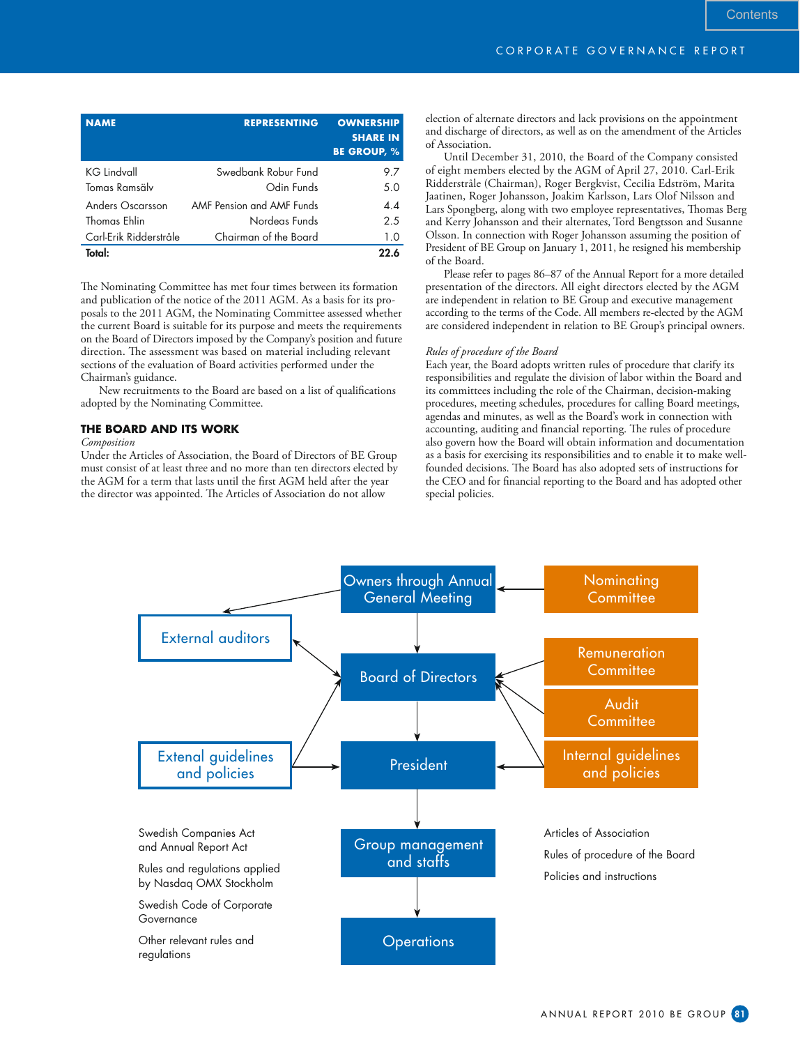| NAME | REPRESENTING | OWNERSHIP SHARE IN BE GROUP, % |
|---|---|---|
| KG Lindvall | Swedbank Robur Fund | 9.7 |
| Tomas Ramsälv | Odin Funds | 5.0 |
| Anders Oscarsson | AMF Pension and AMF Funds | 4.4 |
| Thomas Ehlin | Nordeas Funds | 2.5 |
| Carl-Erik Ridderstråle | Chairman of the Board | 1.0 |
| **Total:** | | **22.6** |

The Nominating Committee has met four times between its formation and publication of the notice of the 2011 AGM. As a basis for its proposals to the 2011 AGM, the Nominating Committee assessed whether the current Board is suitable for its purpose and meets the requirements on the Board of Directors imposed by the Company's position and future direction. The assessment was based on material including relevant sections of the evaluation of Board activities performed under the Chairman's guidance.

New recruitments to the Board are based on a list of qualifications adopted by the Nominating Committee.

## THE BOARD AND ITS WORK

*Composition*

Under the Articles of Association, the Board of Directors of BE Group must consist of at least three and no more than ten directors elected by the AGM for a term that lasts until the first AGM held after the year the director was appointed. The Articles of Association do not allow election of alternate directors and lack provisions on the appointment and discharge of directors, as well as on the amendment of the Articles of Association.

Until December 31, 2010, the Board of the Company consisted of eight members elected by the AGM of April 27, 2010. Carl-Erik Ridderstråle (Chairman), Roger Bergkvist, Cecilia Edström, Marita Jaatinen, Roger Johansson, Joakim Karlsson, Lars Olof Nilsson and Lars Spongberg, along with two employee representatives, Thomas Berg and Kerry Johansson and their alternates, Tord Bengtsson and Susanne Olsson. In connection with Roger Johansson assuming the position of President of BE Group on January 1, 2011, he resigned his membership of the Board.

Please refer to pages 86–87 of the Annual Report for a more detailed presentation of the directors. All eight directors elected by the AGM are independent in relation to BE Group and executive management according to the terms of the Code. All members re-elected by the AGM are considered independent in relation to BE Group's principal owners.

*Rules of procedure of the Board*

Each year, the Board adopts written rules of procedure that clarify its responsibilities and regulate the division of labor within the Board and its committees including the role of the Chairman, decision-making procedures, meeting schedules, procedures for calling Board meetings, agendas and minutes, as well as the Board's work in connection with accounting, auditing and financial reporting. The rules of procedure also govern how the Board will obtain information and documentation as a basis for exercising its responsibilities and to enable it to make well-founded decisions. The Board has also adopted sets of instructions for the CEO and for financial reporting to the Board and has adopted other special policies.

Owners through Annual General Meeting

Nominating Committee

External auditors

Board of Directors

Remuneration Committee

Audit Committee

Extenal guidelines and policies

President

Internal guidelines and policies

Group management and staffs

Operations

Swedish Companies Act and Annual Report Act

Rules and regulations applied by Nasdaq OMX Stockholm

Swedish Code of Corporate Governance

Other relevant rules and regulations

Articles of Association

Rules of procedure of the Board

Policies and instructions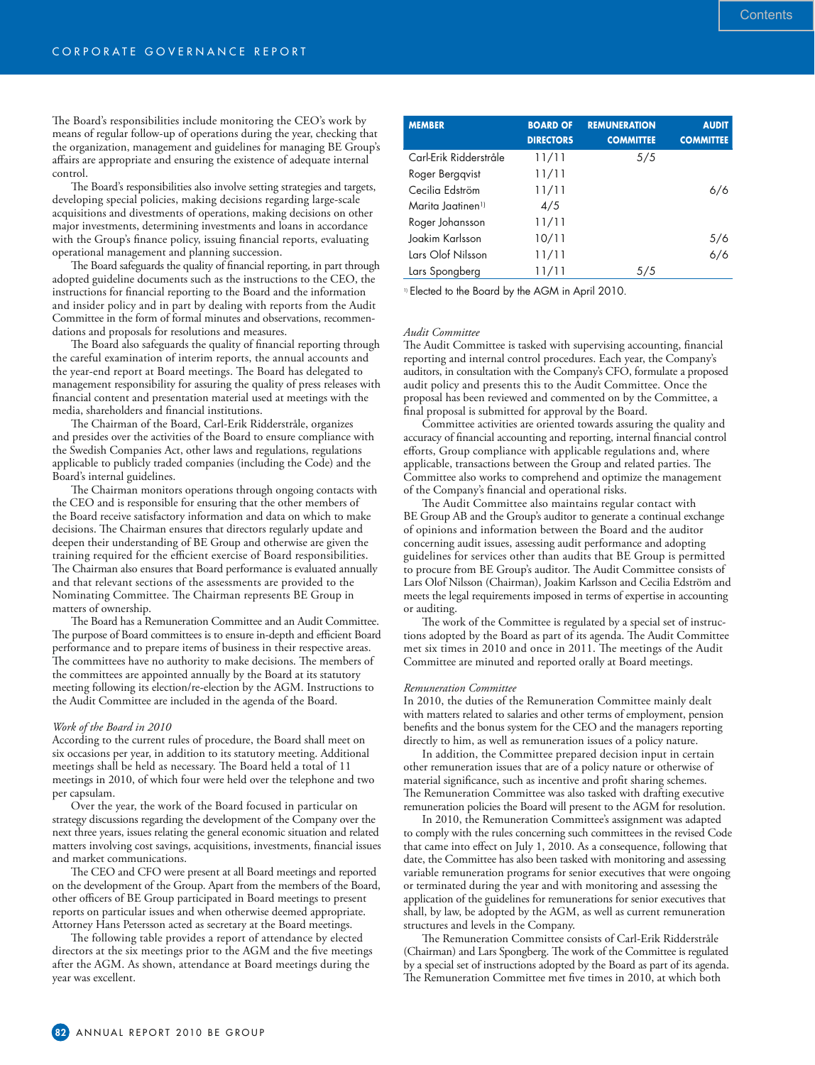The Board's responsibilities include monitoring the CEO's work by means of regular follow-up of operations during the year, checking that the organization, management and guidelines for managing BE Group's affairs are appropriate and ensuring the existence of adequate internal control.

The Board's responsibilities also involve setting strategies and targets, developing special policies, making decisions regarding large-scale acquisitions and divestments of operations, making decisions on other major investments, determining investments and loans in accordance with the Group's finance policy, issuing financial reports, evaluating operational management and planning succession.

The Board safeguards the quality of financial reporting, in part through adopted guideline documents such as the instructions to the CEO, the instructions for financial reporting to the Board and the information and insider policy and in part by dealing with reports from the Audit Committee in the form of formal minutes and observations, recommendations and proposals for resolutions and measures.

The Board also safeguards the quality of financial reporting through the careful examination of interim reports, the annual accounts and the year-end report at Board meetings. The Board has delegated to management responsibility for assuring the quality of press releases with financial content and presentation material used at meetings with the media, shareholders and financial institutions.

The Chairman of the Board, Carl-Erik Ridderstråle, organizes and presides over the activities of the Board to ensure compliance with the Swedish Companies Act, other laws and regulations, regulations applicable to publicly traded companies (including the Code) and the Board's internal guidelines.

The Chairman monitors operations through ongoing contacts with the CEO and is responsible for ensuring that the other members of the Board receive satisfactory information and data on which to make decisions. The Chairman ensures that directors regularly update and deepen their understanding of BE Group and otherwise are given the training required for the efficient exercise of Board responsibilities. The Chairman also ensures that Board performance is evaluated annually and that relevant sections of the assessments are provided to the Nominating Committee. The Chairman represents BE Group in matters of ownership.

The Board has a Remuneration Committee and an Audit Committee. The purpose of Board committees is to ensure in-depth and efficient Board performance and to prepare items of business in their respective areas. The committees have no authority to make decisions. The members of the committees are appointed annually by the Board at its statutory meeting following its election/re-election by the AGM. Instructions to the Audit Committee are included in the agenda of the Board.

*Work of the Board in 2010*

According to the current rules of procedure, the Board shall meet on six occasions per year, in addition to its statutory meeting. Additional meetings shall be held as necessary. The Board held a total of 11 meetings in 2010, of which four were held over the telephone and two per capsulam.

Over the year, the work of the Board focused in particular on strategy discussions regarding the development of the Company over the next three years, issues relating the general economic situation and related matters involving cost savings, acquisitions, investments, financial issues and market communications.

The CEO and CFO were present at all Board meetings and reported on the development of the Group. Apart from the members of the Board, other officers of BE Group participated in Board meetings to present reports on particular issues and when otherwise deemed appropriate. Attorney Hans Petersson acted as secretary at the Board meetings.

The following table provides a report of attendance by elected directors at the six meetings prior to the AGM and the five meetings after the AGM. As shown, attendance at Board meetings during the year was excellent.

| MEMBER | BOARD OF DIRECTORS | REMUNERATION COMMITTEE | AUDIT COMMITTEE |
|---|---|---|---|
| Carl-Erik Ridderstråle | 11/11 | 5/5 | |
| Roger Bergqvist | 11/11 | | |
| Cecilia Edström | 11/11 | | 6/6 |
| Marita Jaatinen[1)] | 4/5 | | |
| Roger Johansson | 11/11 | | |
| Joakim Karlsson | 10/11 | | 5/6 |
| Lars Olof Nilsson | 11/11 | | 6/6 |
| Lars Spongberg | 11/11 | 5/5 | |

[1)] Elected to the Board by the AGM in April 2010.

*Audit Committee*

The Audit Committee is tasked with supervising accounting, financial reporting and internal control procedures. Each year, the Company's auditors, in consultation with the Company's CFO, formulate a proposed audit policy and presents this to the Audit Committee. Once the proposal has been reviewed and commented on by the Committee, a final proposal is submitted for approval by the Board.

Committee activities are oriented towards assuring the quality and accuracy of financial accounting and reporting, internal financial control efforts, Group compliance with applicable regulations and, where applicable, transactions between the Group and related parties. The Committee also works to comprehend and optimize the management of the Company's financial and operational risks.

The Audit Committee also maintains regular contact with BE Group AB and the Group's auditor to generate a continual exchange of opinions and information between the Board and the auditor concerning audit issues, assessing audit performance and adopting guidelines for services other than audits that BE Group is permitted to procure from BE Group's auditor. The Audit Committee consists of Lars Olof Nilsson (Chairman), Joakim Karlsson and Cecilia Edström and meets the legal requirements imposed in terms of expertise in accounting or auditing.

The work of the Committee is regulated by a special set of instructions adopted by the Board as part of its agenda. The Audit Committee met six times in 2010 and once in 2011. The meetings of the Audit Committee are minuted and reported orally at Board meetings.

*Remuneration Committee*

In 2010, the duties of the Remuneration Committee mainly dealt with matters related to salaries and other terms of employment, pension benefits and the bonus system for the CEO and the managers reporting directly to him, as well as remuneration issues of a policy nature.

In addition, the Committee prepared decision input in certain other remuneration issues that are of a policy nature or otherwise of material significance, such as incentive and profit sharing schemes. The Remuneration Committee was also tasked with drafting executive remuneration policies the Board will present to the AGM for resolution.

In 2010, the Remuneration Committee's assignment was adapted to comply with the rules concerning such committees in the revised Code that came into effect on July 1, 2010. As a consequence, following that date, the Committee has also been tasked with monitoring and assessing variable remuneration programs for senior executives that were ongoing or terminated during the year and with monitoring and assessing the application of the guidelines for remunerations for senior executives that shall, by law, be adopted by the AGM, as well as current remuneration structures and levels in the Company.

The Remuneration Committee consists of Carl-Erik Ridderstråle (Chairman) and Lars Spongberg. The work of the Committee is regulated by a special set of instructions adopted by the Board as part of its agenda. The Remuneration Committee met five times in 2010, at which both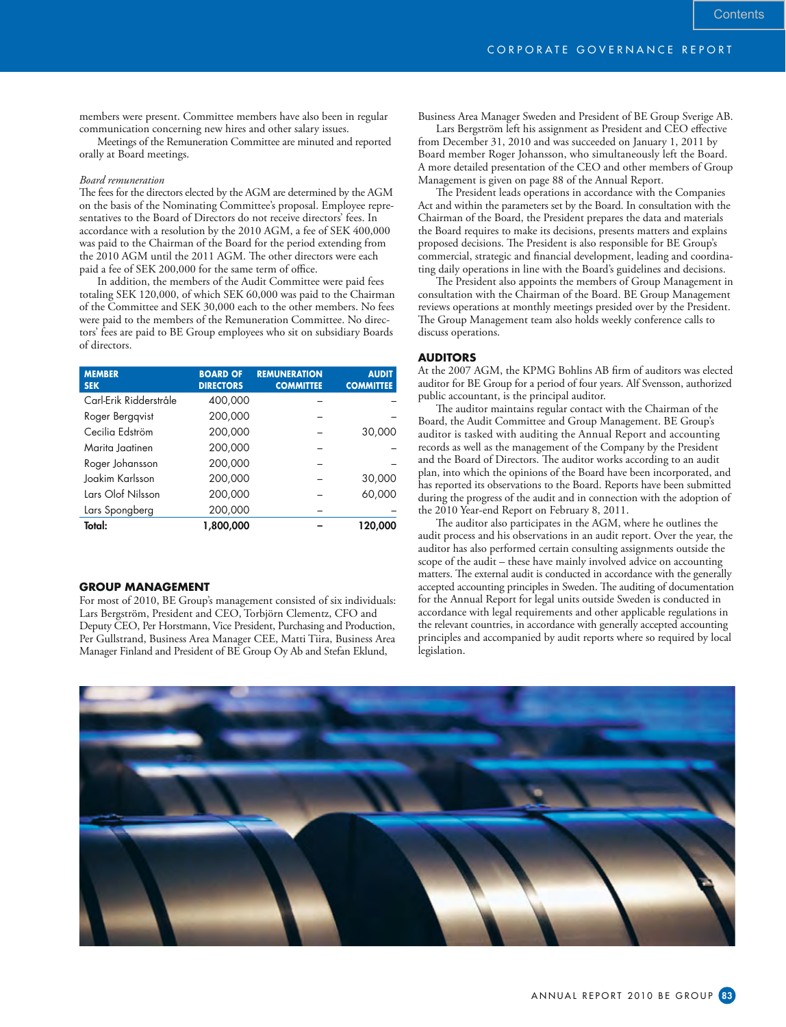members were present. Committee members have also been in regular communication concerning new hires and other salary issues.

Meetings of the Remuneration Committee are minuted and reported orally at Board meetings.

*Board remuneration*

The fees for the directors elected by the AGM are determined by the AGM on the basis of the Nominating Committee's proposal. Employee representatives to the Board of Directors do not receive directors' fees. In accordance with a resolution by the 2010 AGM, a fee of SEK 400,000 was paid to the Chairman of the Board for the period extending from the 2010 AGM until the 2011 AGM. The other directors were each paid a fee of SEK 200,000 for the same term of office.

In addition, the members of the Audit Committee were paid fees totaling SEK 120,000, of which SEK 60,000 was paid to the Chairman of the Committee and SEK 30,000 each to the other members. No fees were paid to the members of the Remuneration Committee. No directors' fees are paid to BE Group employees who sit on subsidiary Boards of directors.

| MEMBER SEK | BOARD OF DIRECTORS | REMUNERATION COMMITTEE | AUDIT COMMITTEE |
|---|---|---|---|
| Carl-Erik Ridderstråle | 400,000 | – | – |
| Roger Bergqvist | 200,000 | – | – |
| Cecilia Edström | 200,000 | – | 30,000 |
| Marita Jaatinen | 200,000 | – | – |
| Roger Johansson | 200,000 | – | – |
| Joakim Karlsson | 200,000 | – | 30,000 |
| Lars Olof Nilsson | 200,000 | – | 60,000 |
| Lars Spongberg | 200,000 | – | – |
| **Total:** | **1,800,000** | **–** | **120,000** |

## GROUP MANAGEMENT

For most of 2010, BE Group's management consisted of six individuals: Lars Bergström, President and CEO, Torbjörn Clementz, CFO and Deputy CEO, Per Horstmann, Vice President, Purchasing and Production, Per Gullstrand, Business Area Manager CEE, Matti Tiira, Business Area Manager Finland and President of BE Group Oy Ab and Stefan Eklund, Business Area Manager Sweden and President of BE Group Sverige AB.

Lars Bergström left his assignment as President and CEO effective from December 31, 2010 and was succeeded on January 1, 2011 by Board member Roger Johansson, who simultaneously left the Board. A more detailed presentation of the CEO and other members of Group Management is given on page 88 of the Annual Report.

The President leads operations in accordance with the Companies Act and within the parameters set by the Board. In consultation with the Chairman of the Board, the President prepares the data and materials the Board requires to make its decisions, presents matters and explains proposed decisions. The President is also responsible for BE Group's commercial, strategic and financial development, leading and coordinating daily operations in line with the Board's guidelines and decisions.

The President also appoints the members of Group Management in consultation with the Chairman of the Board. BE Group Management reviews operations at monthly meetings presided over by the President. The Group Management team also holds weekly conference calls to discuss operations.

## AUDITORS

At the 2007 AGM, the KPMG Bohlins AB firm of auditors was elected auditor for BE Group for a period of four years. Alf Svensson, authorized public accountant, is the principal auditor.

The auditor maintains regular contact with the Chairman of the Board, the Audit Committee and Group Management. BE Group's auditor is tasked with auditing the Annual Report and accounting records as well as the management of the Company by the President and the Board of Directors. The auditor works according to an audit plan, into which the opinions of the Board have been incorporated, and has reported its observations to the Board. Reports have been submitted during the progress of the audit and in connection with the adoption of the 2010 Year-end Report on February 8, 2011.

The auditor also participates in the AGM, where he outlines the audit process and his observations in an audit report. Over the year, the auditor has also performed certain consulting assignments outside the scope of the audit – these have mainly involved advice on accounting matters. The external audit is conducted in accordance with the generally accepted accounting principles in Sweden. The auditing of documentation for the Annual Report for legal units outside Sweden is conducted in accordance with legal requirements and other applicable regulations in the relevant countries, in accordance with generally accepted accounting principles and accompanied by audit reports where so required by local legislation.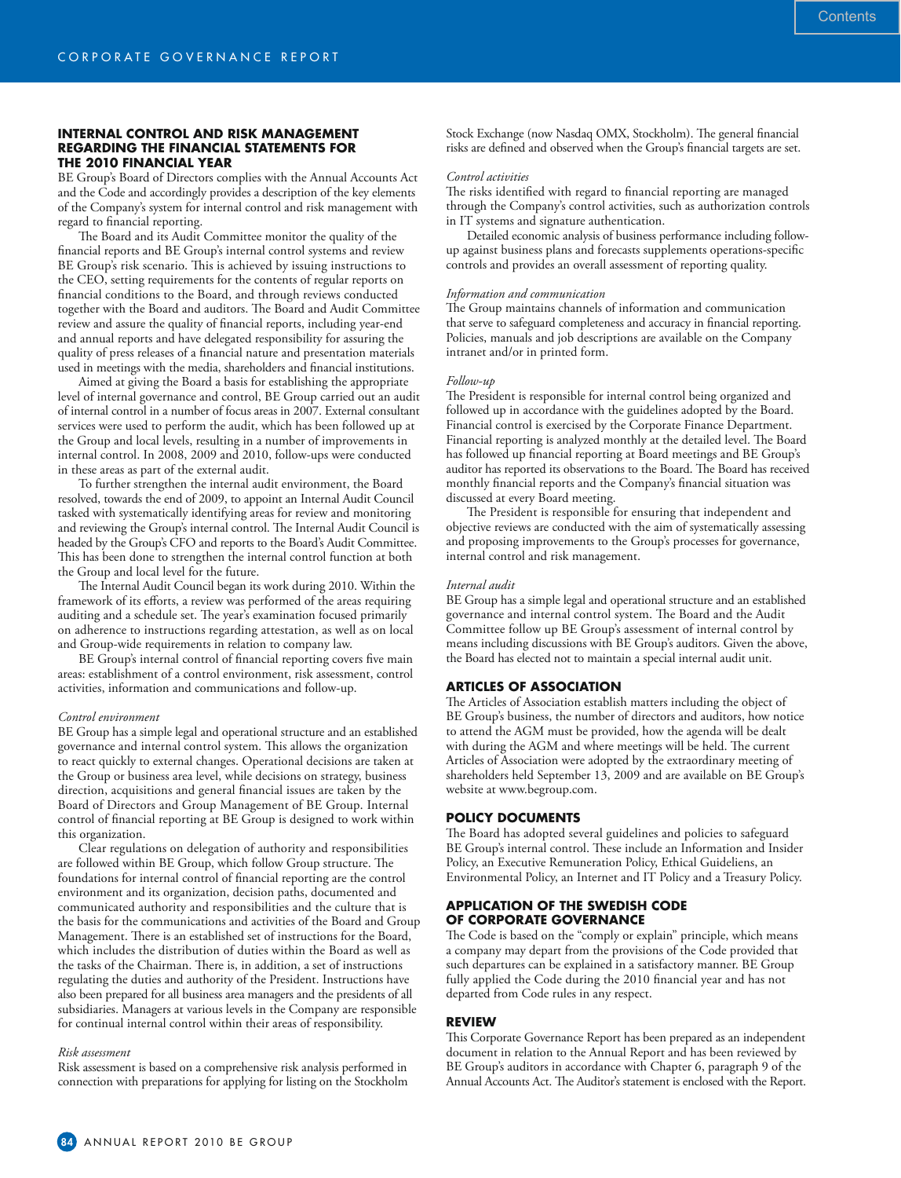## INTERNAL CONTROL AND RISK MANAGEMENT REGARDING THE FINANCIAL STATEMENTS FOR THE 2010 FINANCIAL YEAR

BE Group's Board of Directors complies with the Annual Accounts Act and the Code and accordingly provides a description of the key elements of the Company's system for internal control and risk management with regard to financial reporting.

The Board and its Audit Committee monitor the quality of the financial reports and BE Group's internal control systems and review BE Group's risk scenario. This is achieved by issuing instructions to the CEO, setting requirements for the contents of regular reports on financial conditions to the Board, and through reviews conducted together with the Board and auditors. The Board and Audit Committee review and assure the quality of financial reports, including year-end and annual reports and have delegated responsibility for assuring the quality of press releases of a financial nature and presentation materials used in meetings with the media, shareholders and financial institutions.

Aimed at giving the Board a basis for establishing the appropriate level of internal governance and control, BE Group carried out an audit of internal control in a number of focus areas in 2007. External consultant services were used to perform the audit, which has been followed up at the Group and local levels, resulting in a number of improvements in internal control. In 2008, 2009 and 2010, follow-ups were conducted in these areas as part of the external audit.

To further strengthen the internal audit environment, the Board resolved, towards the end of 2009, to appoint an Internal Audit Council tasked with systematically identifying areas for review and monitoring and reviewing the Group's internal control. The Internal Audit Council is headed by the Group's CFO and reports to the Board's Audit Committee. This has been done to strengthen the internal control function at both the Group and local level for the future.

The Internal Audit Council began its work during 2010. Within the framework of its efforts, a review was performed of the areas requiring auditing and a schedule set. The year's examination focused primarily on adherence to instructions regarding attestation, as well as on local and Group-wide requirements in relation to company law.

BE Group's internal control of financial reporting covers five main areas: establishment of a control environment, risk assessment, control activities, information and communications and follow-up.

*Control environment*

BE Group has a simple legal and operational structure and an established governance and internal control system. This allows the organization to react quickly to external changes. Operational decisions are taken at the Group or business area level, while decisions on strategy, business direction, acquisitions and general financial issues are taken by the Board of Directors and Group Management of BE Group. Internal control of financial reporting at BE Group is designed to work within this organization.

Clear regulations on delegation of authority and responsibilities are followed within BE Group, which follow Group structure. The foundations for internal control of financial reporting are the control environment and its organization, decision paths, documented and communicated authority and responsibilities and the culture that is the basis for the communications and activities of the Board and Group Management. There is an established set of instructions for the Board, which includes the distribution of duties within the Board as well as the tasks of the Chairman. There is, in addition, a set of instructions regulating the duties and authority of the President. Instructions have also been prepared for all business area managers and the presidents of all subsidiaries. Managers at various levels in the Company are responsible for continual internal control within their areas of responsibility.

*Risk assessment*

Risk assessment is based on a comprehensive risk analysis performed in connection with preparations for applying for listing on the Stockholm Stock Exchange (now Nasdaq OMX, Stockholm). The general financial risks are defined and observed when the Group's financial targets are set.

*Control activities*

The risks identified with regard to financial reporting are managed through the Company's control activities, such as authorization controls in IT systems and signature authentication.

Detailed economic analysis of business performance including follow-up against business plans and forecasts supplements operations-specific controls and provides an overall assessment of reporting quality.

*Information and communication*

The Group maintains channels of information and communication that serve to safeguard completeness and accuracy in financial reporting. Policies, manuals and job descriptions are available on the Company intranet and/or in printed form.

*Follow-up*

The President is responsible for internal control being organized and followed up in accordance with the guidelines adopted by the Board. Financial control is exercised by the Corporate Finance Department. Financial reporting is analyzed monthly at the detailed level. The Board has followed up financial reporting at Board meetings and BE Group's auditor has reported its observations to the Board. The Board has received monthly financial reports and the Company's financial situation was discussed at every Board meeting.

The President is responsible for ensuring that independent and objective reviews are conducted with the aim of systematically assessing and proposing improvements to the Group's processes for governance, internal control and risk management.

*Internal audit*

BE Group has a simple legal and operational structure and an established governance and internal control system. The Board and the Audit Committee follow up BE Group's assessment of internal control by means including discussions with BE Group's auditors. Given the above, the Board has elected not to maintain a special internal audit unit.

## ARTICLES OF ASSOCIATION

The Articles of Association establish matters including the object of BE Group's business, the number of directors and auditors, how notice to attend the AGM must be provided, how the agenda will be dealt with during the AGM and where meetings will be held. The current Articles of Association were adopted by the extraordinary meeting of shareholders held September 13, 2009 and are available on BE Group's website at www.begroup.com.

## POLICY DOCUMENTS

The Board has adopted several guidelines and policies to safeguard BE Group's internal control. These include an Information and Insider Policy, an Executive Remuneration Policy, Ethical Guideliens, an Environmental Policy, an Internet and IT Policy and a Treasury Policy.

## APPLICATION OF THE SWEDISH CODE OF CORPORATE GOVERNANCE

The Code is based on the "comply or explain" principle, which means a company may depart from the provisions of the Code provided that such departures can be explained in a satisfactory manner. BE Group fully applied the Code during the 2010 financial year and has not departed from Code rules in any respect.

## REVIEW

This Corporate Governance Report has been prepared as an independent document in relation to the Annual Report and has been reviewed by BE Group's auditors in accordance with Chapter 6, paragraph 9 of the Annual Accounts Act. The Auditor's statement is enclosed with the Report.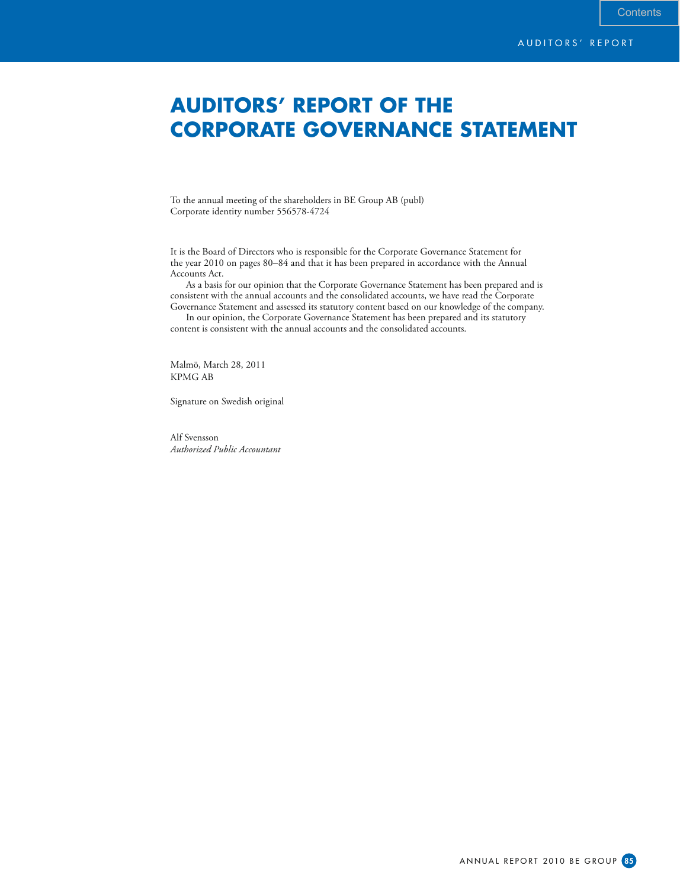# AUDITORS' REPORT OF THE CORPORATE GOVERNANCE STATEMENT

To the annual meeting of the shareholders in BE Group AB (publ)
Corporate identity number 556578-4724

It is the Board of Directors who is responsible for the Corporate Governance Statement for the year 2010 on pages 80–84 and that it has been prepared in accordance with the Annual Accounts Act.

As a basis for our opinion that the Corporate Governance Statement has been prepared and is consistent with the annual accounts and the consolidated accounts, we have read the Corporate Governance Statement and assessed its statutory content based on our knowledge of the company.

In our opinion, the Corporate Governance Statement has been prepared and its statutory content is consistent with the annual accounts and the consolidated accounts.

Malmö, March 28, 2011
KPMG AB

Signature on Swedish original

Alf Svensson
*Authorized Public Accountant*